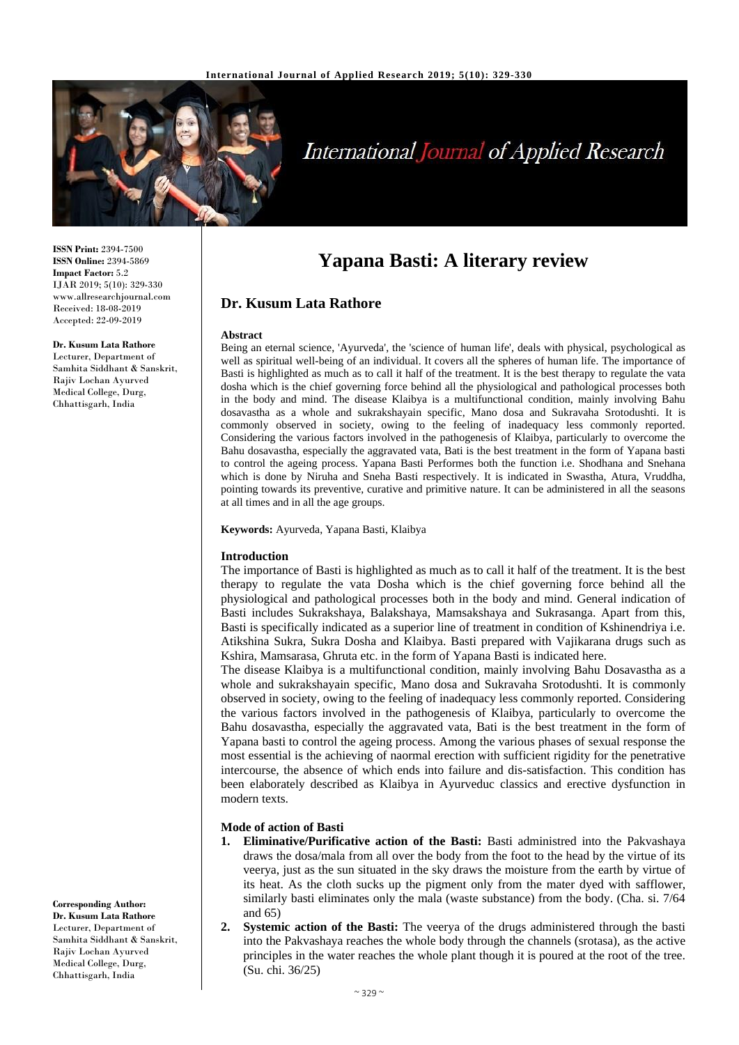# Yapana Basti: A literary review

## Dr. Kusum Lata Rathore

**ISSN Print:** 2394-7500
**ISSN Online:** 2394-5869
**Impact Factor:** 5.2
IJAR 2019; 5(10): 329-330
www.allresearchjournal.com
Received: 18-08-2019
Accepted: 22-09-2019

**Dr. Kusum Lata Rathore**
Lecturer, Department of Samhita Siddhant & Sanskrit, Rajiv Lochan Ayurved Medical College, Durg, Chhattisgarh, India

**Corresponding Author:**
**Dr. Kusum Lata Rathore**
Lecturer, Department of Samhita Siddhant & Sanskrit, Rajiv Lochan Ayurved Medical College, Durg, Chhattisgarh, India

**Abstract**

Being an eternal science, 'Ayurveda', the 'science of human life', deals with physical, psychological as well as spiritual well-being of an individual. It covers all the spheres of human life. The importance of Basti is highlighted as much as to call it half of the treatment. It is the best therapy to regulate the vata dosha which is the chief governing force behind all the physiological and pathological processes both in the body and mind. The disease Klaibya is a multifunctional condition, mainly involving Bahu dosavastha as a whole and sukrakshayain specific, Mano dosa and Sukravaha Srotodushti. It is commonly observed in society, owing to the feeling of inadequacy less commonly reported. Considering the various factors involved in the pathogenesis of Klaibya, particularly to overcome the Bahu dosavastha, especially the aggravated vata, Bati is the best treatment in the form of Yapana basti to control the ageing process. Yapana Basti Performes both the function i.e. Shodhana and Snehana which is done by Niruha and Sneha Basti respectively. It is indicated in Swastha, Atura, Vruddha, pointing towards its preventive, curative and primitive nature. It can be administered in all the seasons at all times and in all the age groups.

**Keywords:** Ayurveda, Yapana Basti, Klaibya

**Introduction**

The importance of Basti is highlighted as much as to call it half of the treatment. It is the best therapy to regulate the vata Dosha which is the chief governing force behind all the physiological and pathological processes both in the body and mind. General indication of Basti includes Sukrakshaya, Balakshaya, Mamsakshaya and Sukrasanga. Apart from this, Basti is specifically indicated as a superior line of treatment in condition of Kshinendriya i.e. Atikshina Sukra, Sukra Dosha and Klaibya. Basti prepared with Vajikarana drugs such as Kshira, Mamsarasa, Ghruta etc. in the form of Yapana Basti is indicated here.

The disease Klaibya is a multifunctional condition, mainly involving Bahu Dosavastha as a whole and sukrakshayain specific, Mano dosa and Sukravaha Srotodushti. It is commonly observed in society, owing to the feeling of inadequacy less commonly reported. Considering the various factors involved in the pathogenesis of Klaibya, particularly to overcome the Bahu dosavastha, especially the aggravated vata, Bati is the best treatment in the form of Yapana basti to control the ageing process. Among the various phases of sexual response the most essential is the achieving of naormal erection with sufficient rigidity for the penetrative intercourse, the absence of which ends into failure and dis-satisfaction. This condition has been elaborately described as Klaibya in Ayurveduc classics and erective dysfunction in modern texts.

**Mode of action of Basti**

1. **Eliminative/Purificative action of the Basti:** Basti administred into the Pakvashaya draws the dosa/mala from all over the body from the foot to the head by the virtue of its veerya, just as the sun situated in the sky draws the moisture from the earth by virtue of its heat. As the cloth sucks up the pigment only from the mater dyed with safflower, similarly basti eliminates only the mala (waste substance) from the body. (Cha. si. 7/64 and 65)
2. **Systemic action of the Basti:** The veerya of the drugs administered through the basti into the Pakvashaya reaches the whole body through the channels (srotasa), as the active principles in the water reaches the whole plant though it is poured at the root of the tree. (Su. chi. 36/25)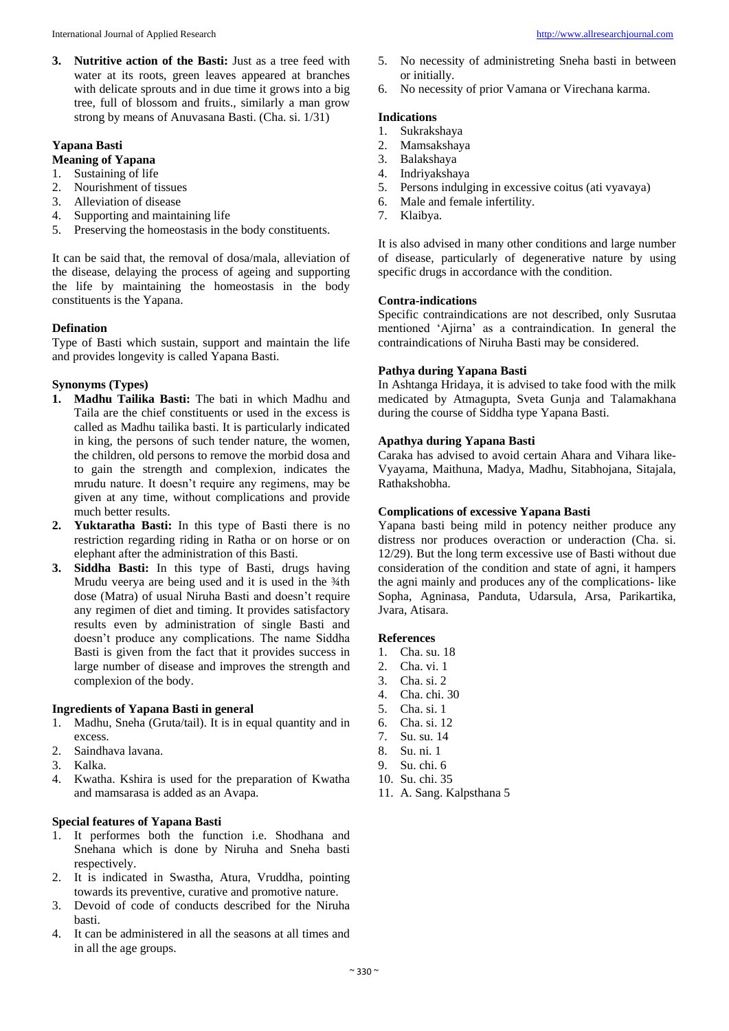3. **Nutritive action of the Basti:** Just as a tree feed with water at its roots, green leaves appeared at branches with delicate sprouts and in due time it grows into a big tree, full of blossom and fruits., similarly a man grow strong by means of Anuvasana Basti. (Cha. si. 1/31)

## Yapana Basti

### Meaning of Yapana

1. Sustaining of life
2. Nourishment of tissues
3. Alleviation of disease
4. Supporting and maintaining life
5. Preserving the homeostasis in the body constituents.

It can be said that, the removal of dosa/mala, alleviation of the disease, delaying the process of ageing and supporting the life by maintaining the homeostasis in the body constituents is the Yapana.

### Defination

Type of Basti which sustain, support and maintain the life and provides longevity is called Yapana Basti.

### Synonyms (Types)

1. **Madhu Tailika Basti:** The bati in which Madhu and Taila are the chief constituents or used in the excess is called as Madhu tailika basti. It is particularly indicated in king, the persons of such tender nature, the women, the children, old persons to remove the morbid dosa and to gain the strength and complexion, indicates the mrudu nature. It doesn't require any regimens, may be given at any time, without complications and provide much better results.
2. **Yuktaratha Basti:** In this type of Basti there is no restriction regarding riding in Ratha or on horse or on elephant after the administration of this Basti.
3. **Siddha Basti:** In this type of Basti, drugs having Mrudu veerya are being used and it is used in the ¾th dose (Matra) of usual Niruha Basti and doesn't require any regimen of diet and timing. It provides satisfactory results even by administration of single Basti and doesn't produce any complications. The name Siddha Basti is given from the fact that it provides success in large number of disease and improves the strength and complexion of the body.

### Ingredients of Yapana Basti in general

1. Madhu, Sneha (Gruta/tail). It is in equal quantity and in excess.
2. Saindhava lavana.
3. Kalka.
4. Kwatha. Kshira is used for the preparation of Kwatha and mamsarasa is added as an Avapa.

### Special features of Yapana Basti

1. It performes both the function i.e. Shodhana and Snehana which is done by Niruha and Sneha basti respectively.
2. It is indicated in Swastha, Atura, Vruddha, pointing towards its preventive, curative and promotive nature.
3. Devoid of code of conducts described for the Niruha basti.
4. It can be administered in all the seasons at all times and in all the age groups.
5. No necessity of administreting Sneha basti in between or initially.
6. No necessity of prior Vamana or Virechana karma.

### Indications

1. Sukrakshaya
2. Mamsakshaya
3. Balakshaya
4. Indriyakshaya
5. Persons indulging in excessive coitus (ati vyavaya)
6. Male and female infertility.
7. Klaibya.

It is also advised in many other conditions and large number of disease, particularly of degenerative nature by using specific drugs in accordance with the condition.

### Contra-indications

Specific contraindications are not described, only Susrutaa mentioned 'Ajirna' as a contraindication. In general the contraindications of Niruha Basti may be considered.

### Pathya during Yapana Basti

In Ashtanga Hridaya, it is advised to take food with the milk medicated by Atmagupta, Sveta Gunja and Talamakhana during the course of Siddha type Yapana Basti.

### Apathya during Yapana Basti

Caraka has advised to avoid certain Ahara and Vihara like- Vyayama, Maithuna, Madya, Madhu, Sitabhojana, Sitajala, Rathakshobha.

### Complications of excessive Yapana Basti

Yapana basti being mild in potency neither produce any distress nor produces overaction or underaction (Cha. si. 12/29). But the long term excessive use of Basti without due consideration of the condition and state of agni, it hampers the agni mainly and produces any of the complications- like Sopha, Agninasa, Panduta, Udarsula, Arsa, Parikartika, Jvara, Atisara.

## References

1. Cha. su. 18
2. Cha. vi. 1
3. Cha. si. 2
4. Cha. chi. 30
5. Cha. si. 1
6. Cha. si. 12
7. Su. su. 14
8. Su. ni. 1
9. Su. chi. 6
10. Su. chi. 35
11. A. Sang. Kalpsthana 5